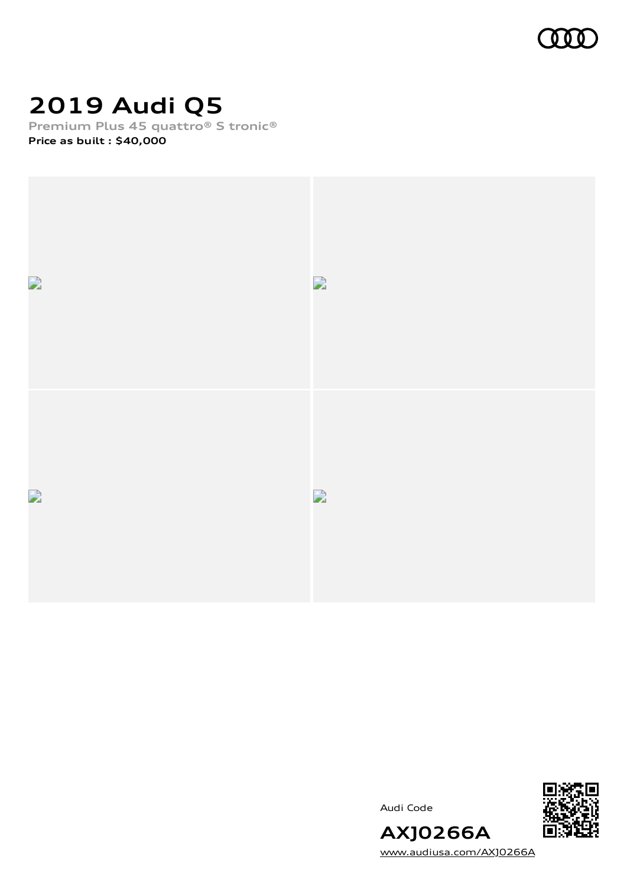# 2019 Audi Q5

**Premium Plus 45 quattro® S tronic®**

**Price as built : $40,000**

Audi Code

**AXJ0266A**

www.audiusa.com/AXJ0266A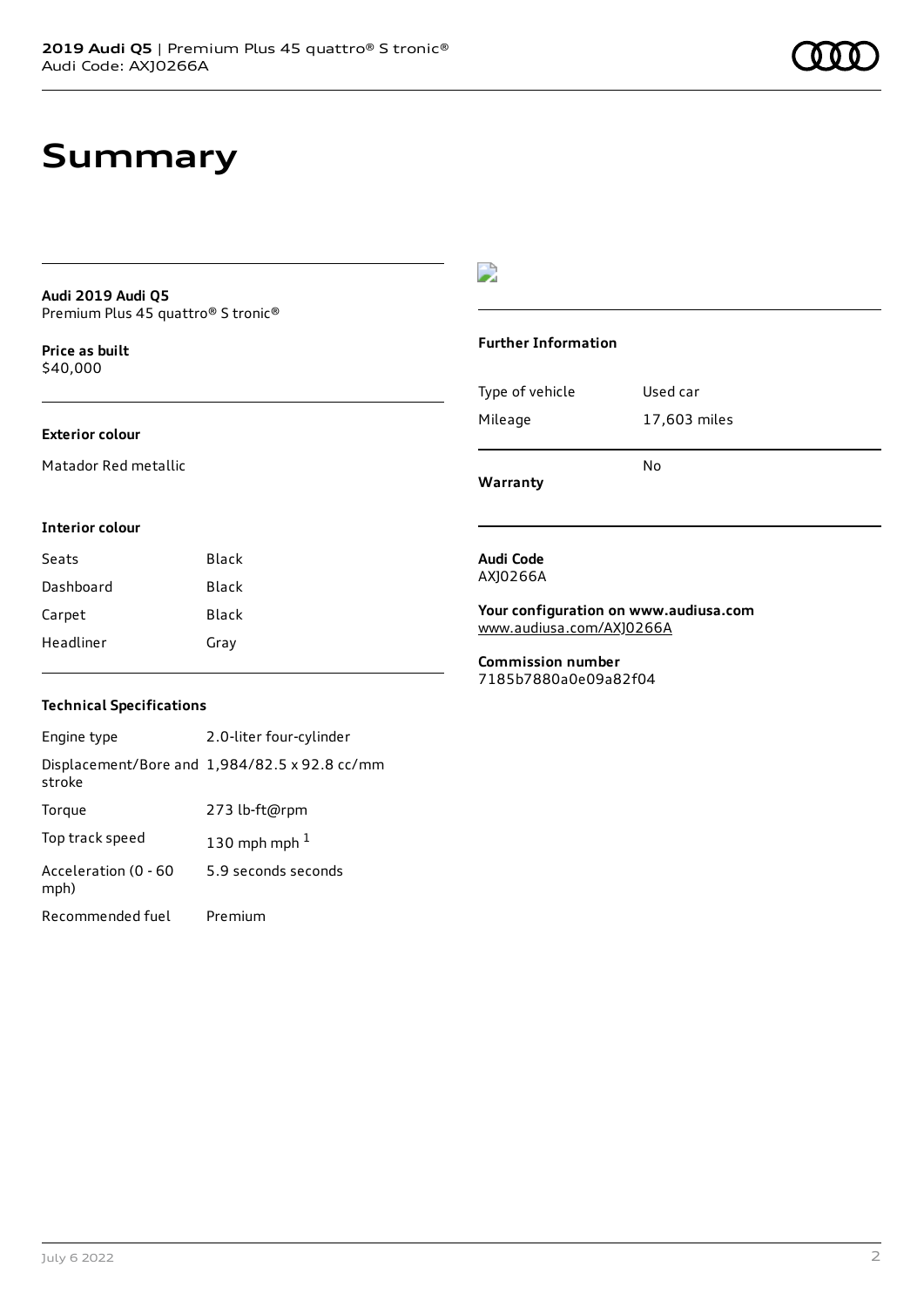# Summary

**Audi 2019 Audi Q5**
Premium Plus 45 quattro® S tronic®

**Price as built**
$40,000

### Exterior colour

Matador Red metallic

### Interior colour

| Seats | Black |
| --- | --- |
| Dashboard | Black |
| Carpet | Black |
| Headliner | Gray |

### Technical Specifications

| Engine type | 2.0-liter four-cylinder |
| --- | --- |
| Displacement/Bore and stroke | 1,984/82.5 x 92.8 cc/mm |
| Torque | 273 lb-ft@rpm |
| Top track speed | 130 mph mph [1] |
| Acceleration (0 - 60 mph) | 5.9 seconds seconds |
| Recommended fuel | Premium |

### Further Information

| Type of vehicle | Used car |
| --- | --- |
| Mileage | 17,603 miles |
| **Warranty** | No |

**Audi Code**
AXJ0266A

**Your configuration on www.audiusa.com**
www.audiusa.com/AXJ0266A

**Commission number**
7185b7880a0e09a82f04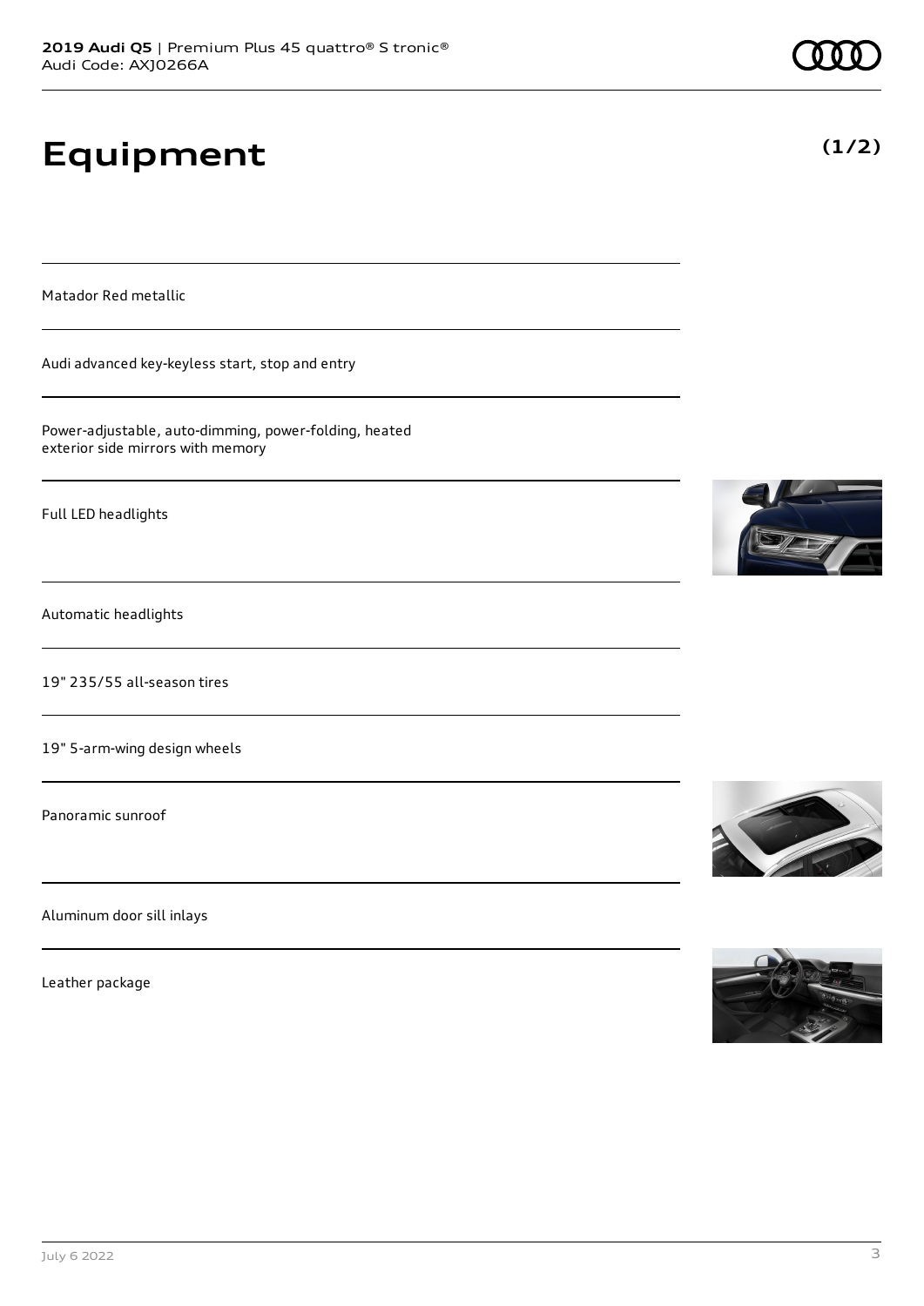# Equipment

**(1/2)**

Matador Red metallic

Audi advanced key-keyless start, stop and entry

Power-adjustable, auto-dimming, power-folding, heated exterior side mirrors with memory

Full LED headlights

Automatic headlights

19" 235/55 all-season tires

19" 5-arm-wing design wheels

Panoramic sunroof

Aluminum door sill inlays

Leather package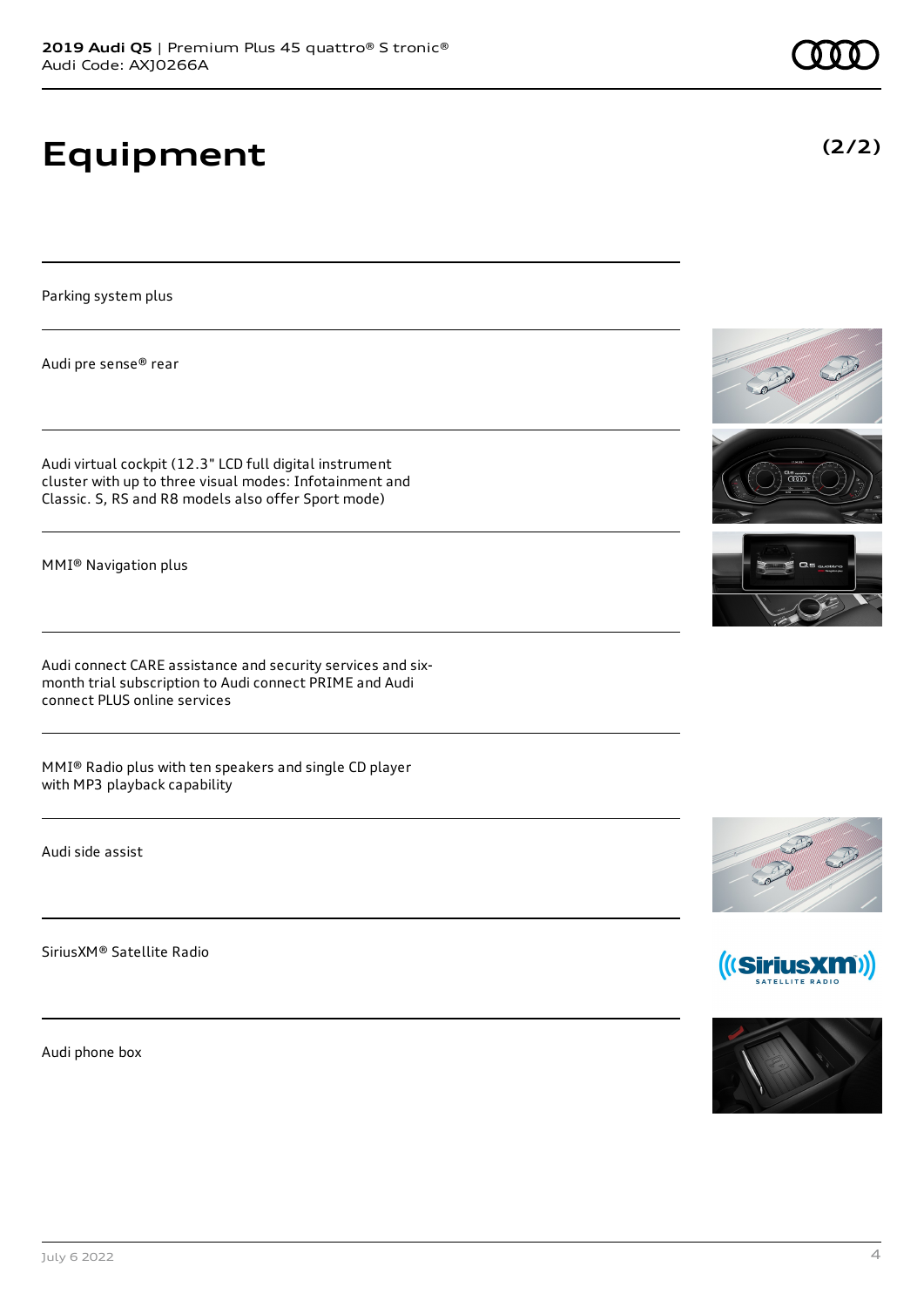# Equipment

(2/2)

Parking system plus

Audi pre sense® rear

Audi virtual cockpit (12.3" LCD full digital instrument cluster with up to three visual modes: Infotainment and Classic. S, RS and R8 models also offer Sport mode)

MMI® Navigation plus

Audi connect CARE assistance and security services and six-month trial subscription to Audi connect PRIME and Audi connect PLUS online services

MMI® Radio plus with ten speakers and single CD player with MP3 playback capability

Audi side assist

SiriusXM® Satellite Radio

Audi phone box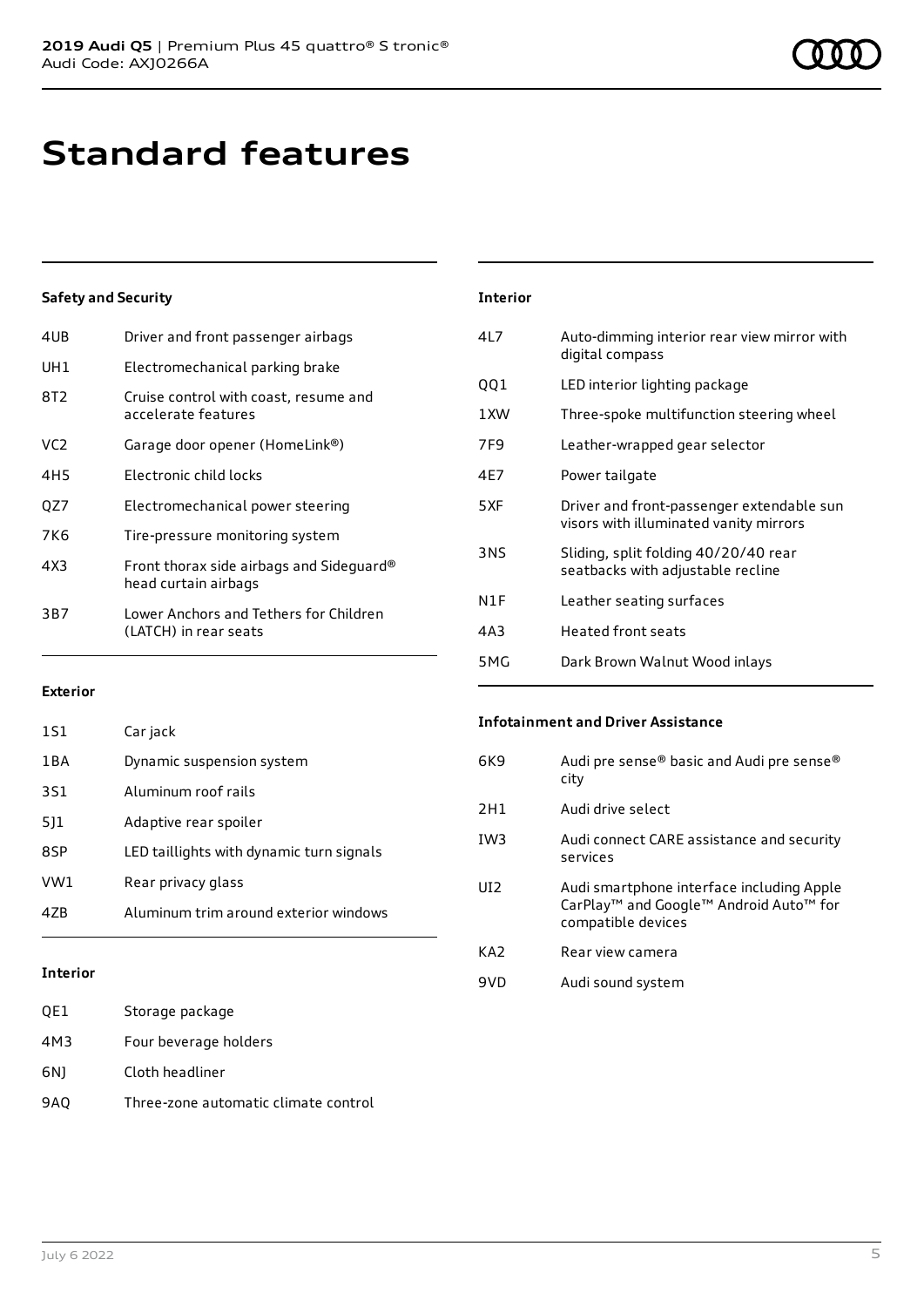# Standard features

### Safety and Security

| | |
|---|---|
| 4UB | Driver and front passenger airbags |
| UH1 | Electromechanical parking brake |
| 8T2 | Cruise control with coast, resume and accelerate features |
| VC2 | Garage door opener (HomeLink®) |
| 4H5 | Electronic child locks |
| QZ7 | Electromechanical power steering |
| 7K6 | Tire-pressure monitoring system |
| 4X3 | Front thorax side airbags and Sideguard® head curtain airbags |
| 3B7 | Lower Anchors and Tethers for Children (LATCH) in rear seats |

### Exterior

| | |
|---|---|
| 1S1 | Car jack |
| 1BA | Dynamic suspension system |
| 3S1 | Aluminum roof rails |
| 5J1 | Adaptive rear spoiler |
| 8SP | LED taillights with dynamic turn signals |
| VW1 | Rear privacy glass |
| 4ZB | Aluminum trim around exterior windows |

### Interior

| | |
|---|---|
| QE1 | Storage package |
| 4M3 | Four beverage holders |
| 6NJ | Cloth headliner |
| 9AQ | Three-zone automatic climate control |
| 4L7 | Auto-dimming interior rear view mirror with digital compass |
| QQ1 | LED interior lighting package |
| 1XW | Three-spoke multifunction steering wheel |
| 7F9 | Leather-wrapped gear selector |
| 4E7 | Power tailgate |
| 5XF | Driver and front-passenger extendable sun visors with illuminated vanity mirrors |
| 3NS | Sliding, split folding 40/20/40 rear seatbacks with adjustable recline |
| N1F | Leather seating surfaces |
| 4A3 | Heated front seats |
| 5MG | Dark Brown Walnut Wood inlays |

### Infotainment and Driver Assistance

| | |
|---|---|
| 6K9 | Audi pre sense® basic and Audi pre sense® city |
| 2H1 | Audi drive select |
| IW3 | Audi connect CARE assistance and security services |
| UI2 | Audi smartphone interface including Apple CarPlay™ and Google™ Android Auto™ for compatible devices |
| KA2 | Rear view camera |
| 9VD | Audi sound system |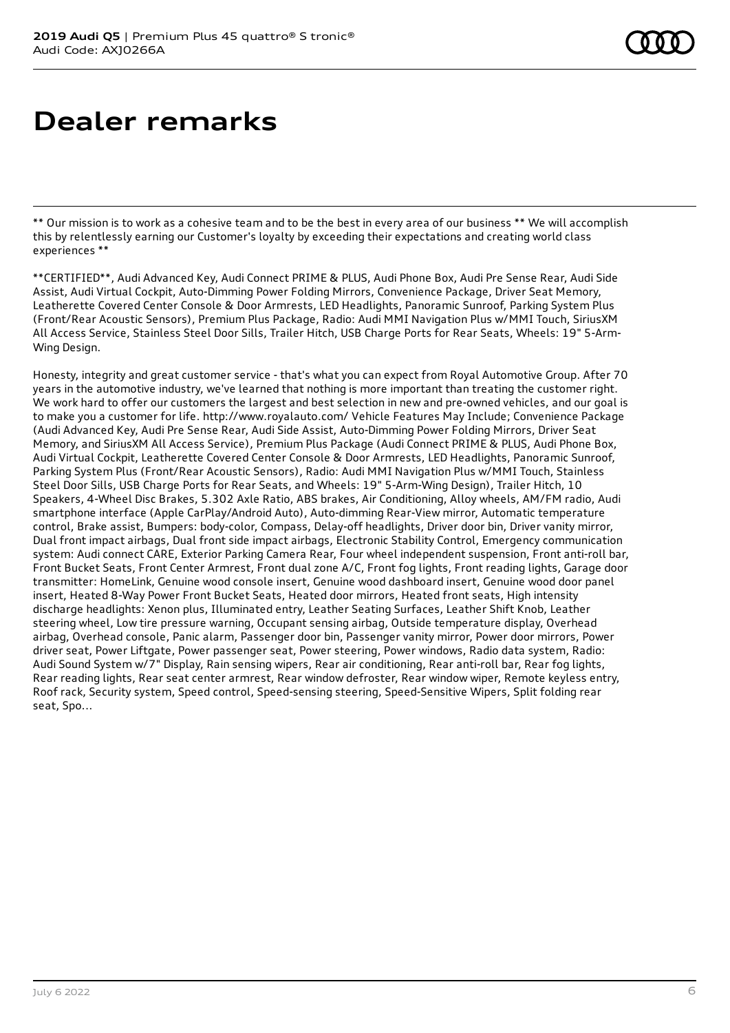# Dealer remarks

** Our mission is to work as a cohesive team and to be the best in every area of our business ** We will accomplish this by relentlessly earning our Customer's loyalty by exceeding their expectations and creating world class experiences **

**CERTIFIED**, Audi Advanced Key, Audi Connect PRIME & PLUS, Audi Phone Box, Audi Pre Sense Rear, Audi Side Assist, Audi Virtual Cockpit, Auto-Dimming Power Folding Mirrors, Convenience Package, Driver Seat Memory, Leatherette Covered Center Console & Door Armrests, LED Headlights, Panoramic Sunroof, Parking System Plus (Front/Rear Acoustic Sensors), Premium Plus Package, Radio: Audi MMI Navigation Plus w/MMI Touch, SiriusXM All Access Service, Stainless Steel Door Sills, Trailer Hitch, USB Charge Ports for Rear Seats, Wheels: 19" 5-Arm-Wing Design.

Honesty, integrity and great customer service - that's what you can expect from Royal Automotive Group. After 70 years in the automotive industry, we've learned that nothing is more important than treating the customer right. We work hard to offer our customers the largest and best selection in new and pre-owned vehicles, and our goal is to make you a customer for life. http://www.royalauto.com/ Vehicle Features May Include; Convenience Package (Audi Advanced Key, Audi Pre Sense Rear, Audi Side Assist, Auto-Dimming Power Folding Mirrors, Driver Seat Memory, and SiriusXM All Access Service), Premium Plus Package (Audi Connect PRIME & PLUS, Audi Phone Box, Audi Virtual Cockpit, Leatherette Covered Center Console & Door Armrests, LED Headlights, Panoramic Sunroof, Parking System Plus (Front/Rear Acoustic Sensors), Radio: Audi MMI Navigation Plus w/MMI Touch, Stainless Steel Door Sills, USB Charge Ports for Rear Seats, and Wheels: 19" 5-Arm-Wing Design), Trailer Hitch, 10 Speakers, 4-Wheel Disc Brakes, 5.302 Axle Ratio, ABS brakes, Air Conditioning, Alloy wheels, AM/FM radio, Audi smartphone interface (Apple CarPlay/Android Auto), Auto-dimming Rear-View mirror, Automatic temperature control, Brake assist, Bumpers: body-color, Compass, Delay-off headlights, Driver door bin, Driver vanity mirror, Dual front impact airbags, Dual front side impact airbags, Electronic Stability Control, Emergency communication system: Audi connect CARE, Exterior Parking Camera Rear, Four wheel independent suspension, Front anti-roll bar, Front Bucket Seats, Front Center Armrest, Front dual zone A/C, Front fog lights, Front reading lights, Garage door transmitter: HomeLink, Genuine wood console insert, Genuine wood dashboard insert, Genuine wood door panel insert, Heated 8-Way Power Front Bucket Seats, Heated door mirrors, Heated front seats, High intensity discharge headlights: Xenon plus, Illuminated entry, Leather Seating Surfaces, Leather Shift Knob, Leather steering wheel, Low tire pressure warning, Occupant sensing airbag, Outside temperature display, Overhead airbag, Overhead console, Panic alarm, Passenger door bin, Passenger vanity mirror, Power door mirrors, Power driver seat, Power Liftgate, Power passenger seat, Power steering, Power windows, Radio data system, Radio: Audi Sound System w/7" Display, Rain sensing wipers, Rear air conditioning, Rear anti-roll bar, Rear fog lights, Rear reading lights, Rear seat center armrest, Rear window defroster, Rear window wiper, Remote keyless entry, Roof rack, Security system, Speed control, Speed-sensing steering, Speed-Sensitive Wipers, Split folding rear seat, Spo...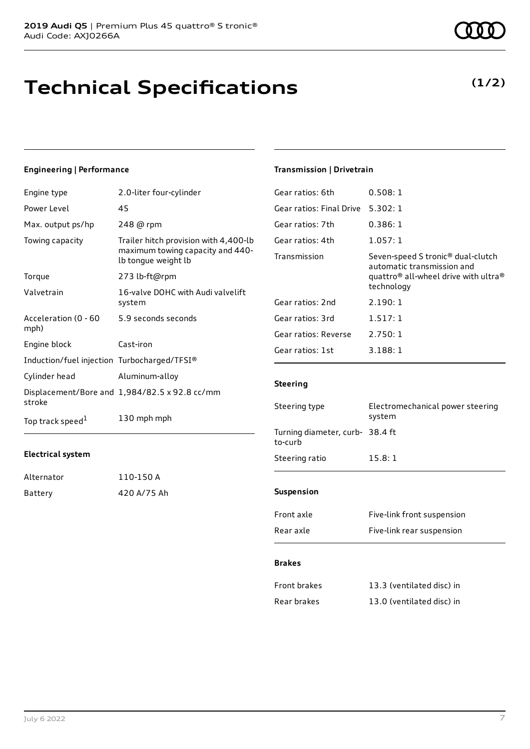**2019 Audi Q5** | Premium Plus 45 quattro® S tronic®
Audi Code: AXJ0266A

# Technical Specifications

**(1/2)**

### Engineering | Performance

| | |
|---|---|
| Engine type | 2.0-liter four-cylinder |
| Power Level | 45 |
| Max. output ps/hp | 248 @ rpm |
| Towing capacity | Trailer hitch provision with 4,400-lb maximum towing capacity and 440-lb tongue weight lb |
| Torque | 273 lb-ft@rpm |
| Valvetrain | 16-valve DOHC with Audi valvelift system |
| Acceleration (0 - 60 mph) | 5.9 seconds seconds |
| Engine block | Cast-iron |
| Induction/fuel injection | Turbocharged/TFSI® |
| Cylinder head | Aluminum-alloy |
| Displacement/Bore and stroke | 1,984/82.5 x 92.8 cc/mm |
| Top track speed[1] | 130 mph mph |

### Electrical system

| | |
|---|---|
| Alternator | 110-150 A |
| Battery | 420 A/75 Ah |

### Transmission | Drivetrain

| | |
|---|---|
| Gear ratios: 6th | 0.508: 1 |
| Gear ratios: Final Drive | 5.302: 1 |
| Gear ratios: 7th | 0.386: 1 |
| Gear ratios: 4th | 1.057: 1 |
| Transmission | Seven-speed S tronic® dual-clutch automatic transmission and quattro® all-wheel drive with ultra® technology |
| Gear ratios: 2nd | 2.190: 1 |
| Gear ratios: 3rd | 1.517: 1 |
| Gear ratios: Reverse | 2.750: 1 |
| Gear ratios: 1st | 3.188: 1 |

### Steering

| | |
|---|---|
| Steering type | Electromechanical power steering system |
| Turning diameter, curb-to-curb | 38.4 ft |
| Steering ratio | 15.8: 1 |

### Suspension

| | |
|---|---|
| Front axle | Five-link front suspension |
| Rear axle | Five-link rear suspension |

### Brakes

| | |
|---|---|
| Front brakes | 13.3 (ventilated disc) in |
| Rear brakes | 13.0 (ventilated disc) in |

July 6 2022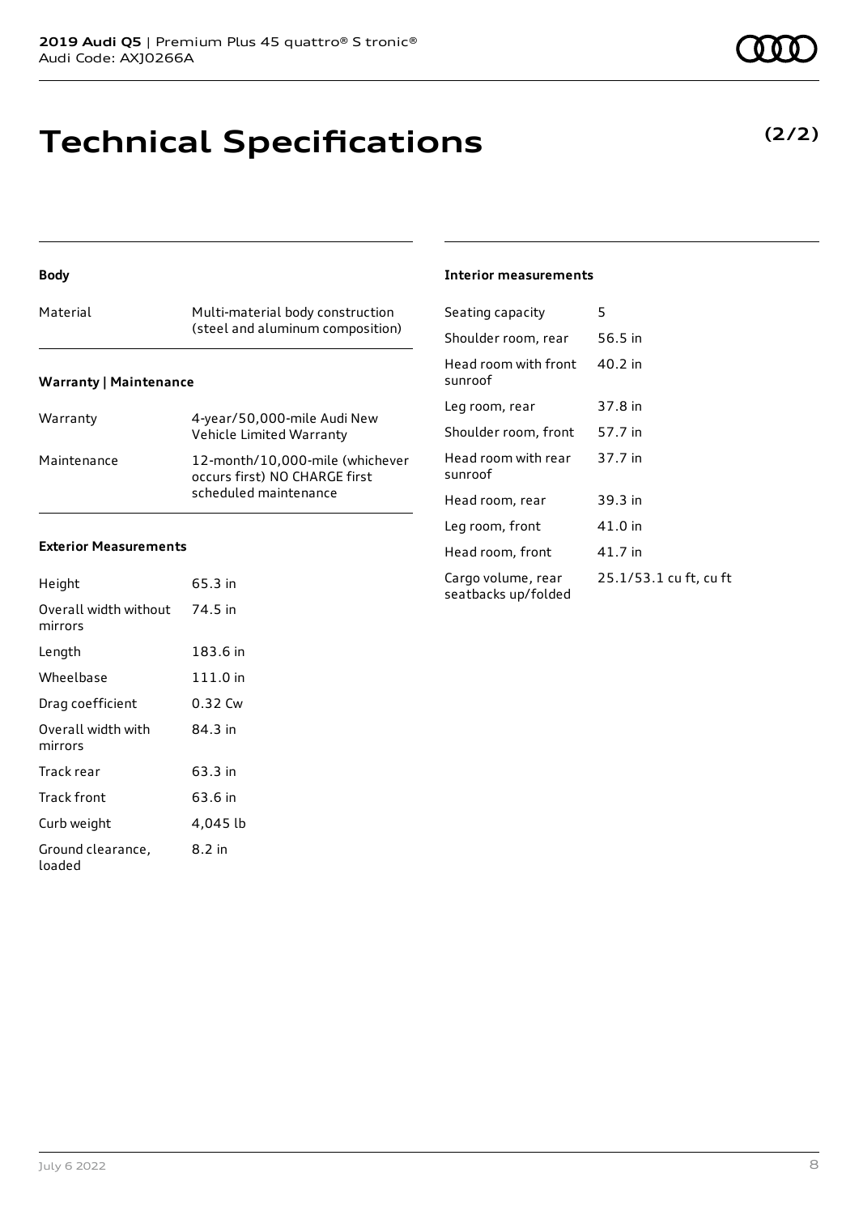# Technical Specifications

**(2/2)**

### Body

| | |
|---|---|
| Material | Multi-material body construction (steel and aluminum composition) |

### Warranty | Maintenance

| | |
|---|---|
| Warranty | 4-year/50,000-mile Audi New Vehicle Limited Warranty |
| Maintenance | 12-month/10,000-mile (whichever occurs first) NO CHARGE first scheduled maintenance |

### Exterior Measurements

| | |
|---|---|
| Height | 65.3 in |
| Overall width without mirrors | 74.5 in |
| Length | 183.6 in |
| Wheelbase | 111.0 in |
| Drag coefficient | 0.32 Cw |
| Overall width with mirrors | 84.3 in |
| Track rear | 63.3 in |
| Track front | 63.6 in |
| Curb weight | 4,045 lb |
| Ground clearance, loaded | 8.2 in |

### Interior measurements

| | |
|---|---|
| Seating capacity | 5 |
| Shoulder room, rear | 56.5 in |
| Head room with front sunroof | 40.2 in |
| Leg room, rear | 37.8 in |
| Shoulder room, front | 57.7 in |
| Head room with rear sunroof | 37.7 in |
| Head room, rear | 39.3 in |
| Leg room, front | 41.0 in |
| Head room, front | 41.7 in |
| Cargo volume, rear seatbacks up/folded | 25.1/53.1 cu ft, cu ft |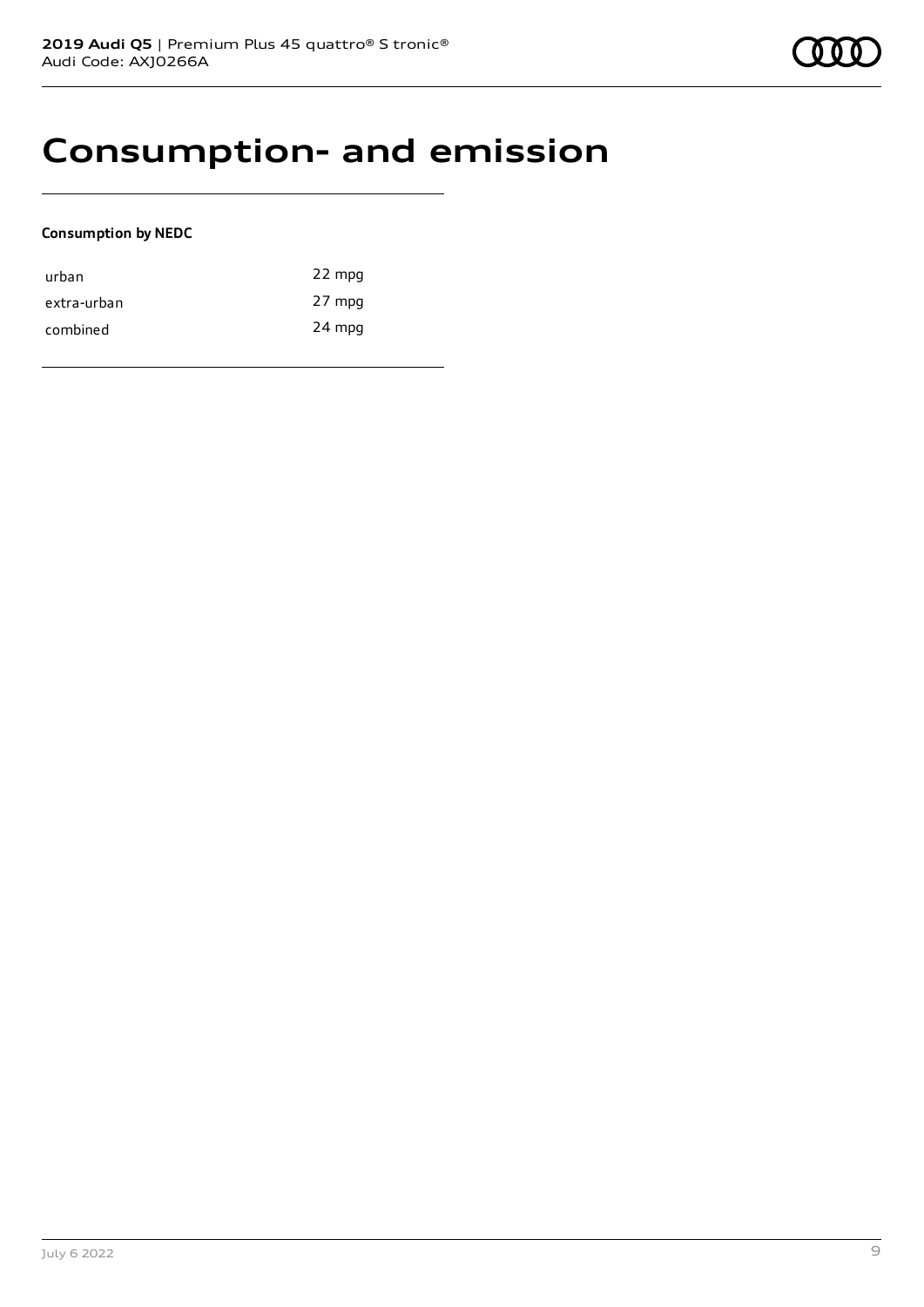# Consumption- and emission

**Consumption by NEDC**

| | |
|---|---|
| urban | 22 mpg |
| extra-urban | 27 mpg |
| combined | 24 mpg |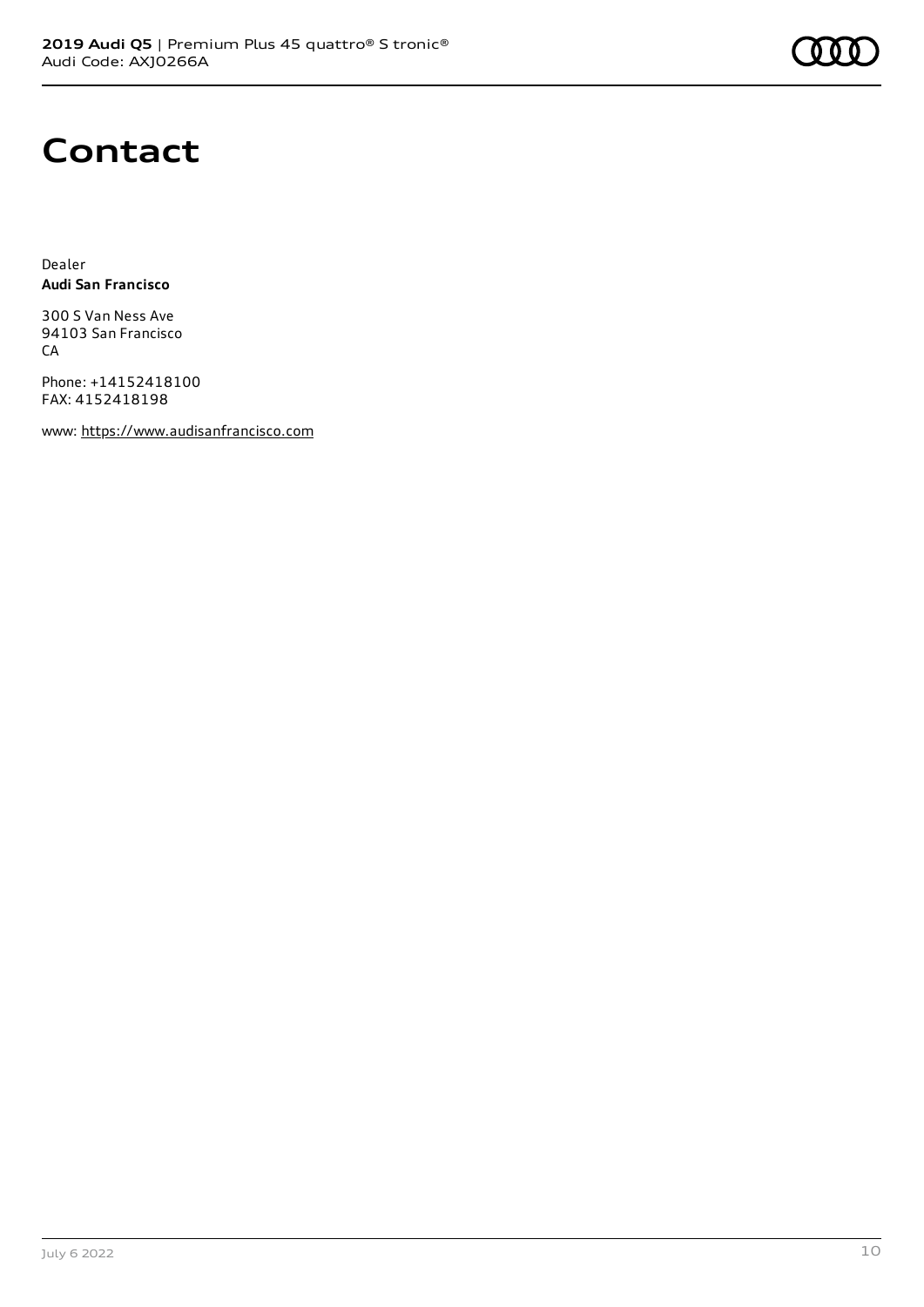# Contact

Dealer
**Audi San Francisco**

300 S Van Ness Ave
94103 San Francisco
CA

Phone: +14152418100
FAX: 4152418198

www: https://www.audisanfrancisco.com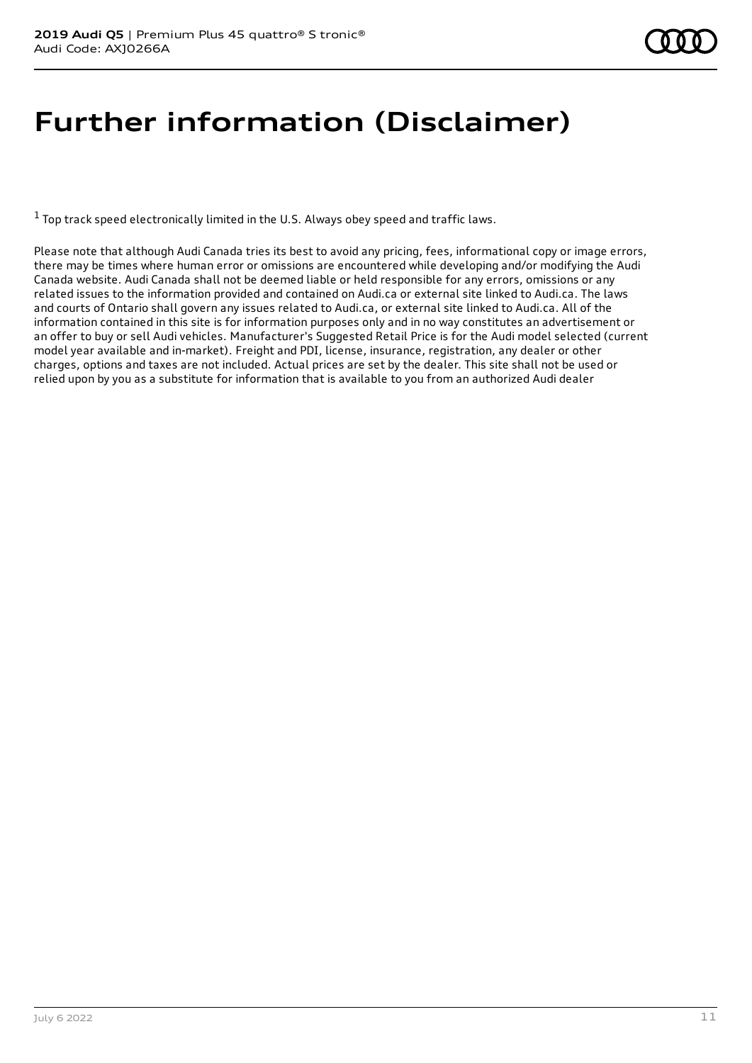# Further information (Disclaimer)

[1] Top track speed electronically limited in the U.S. Always obey speed and traffic laws.

Please note that although Audi Canada tries its best to avoid any pricing, fees, informational copy or image errors, there may be times where human error or omissions are encountered while developing and/or modifying the Audi Canada website. Audi Canada shall not be deemed liable or held responsible for any errors, omissions or any related issues to the information provided and contained on Audi.ca or external site linked to Audi.ca. The laws and courts of Ontario shall govern any issues related to Audi.ca, or external site linked to Audi.ca. All of the information contained in this site is for information purposes only and in no way constitutes an advertisement or an offer to buy or sell Audi vehicles. Manufacturer's Suggested Retail Price is for the Audi model selected (current model year available and in-market). Freight and PDI, license, insurance, registration, any dealer or other charges, options and taxes are not included. Actual prices are set by the dealer. This site shall not be used or relied upon by you as a substitute for information that is available to you from an authorized Audi dealer